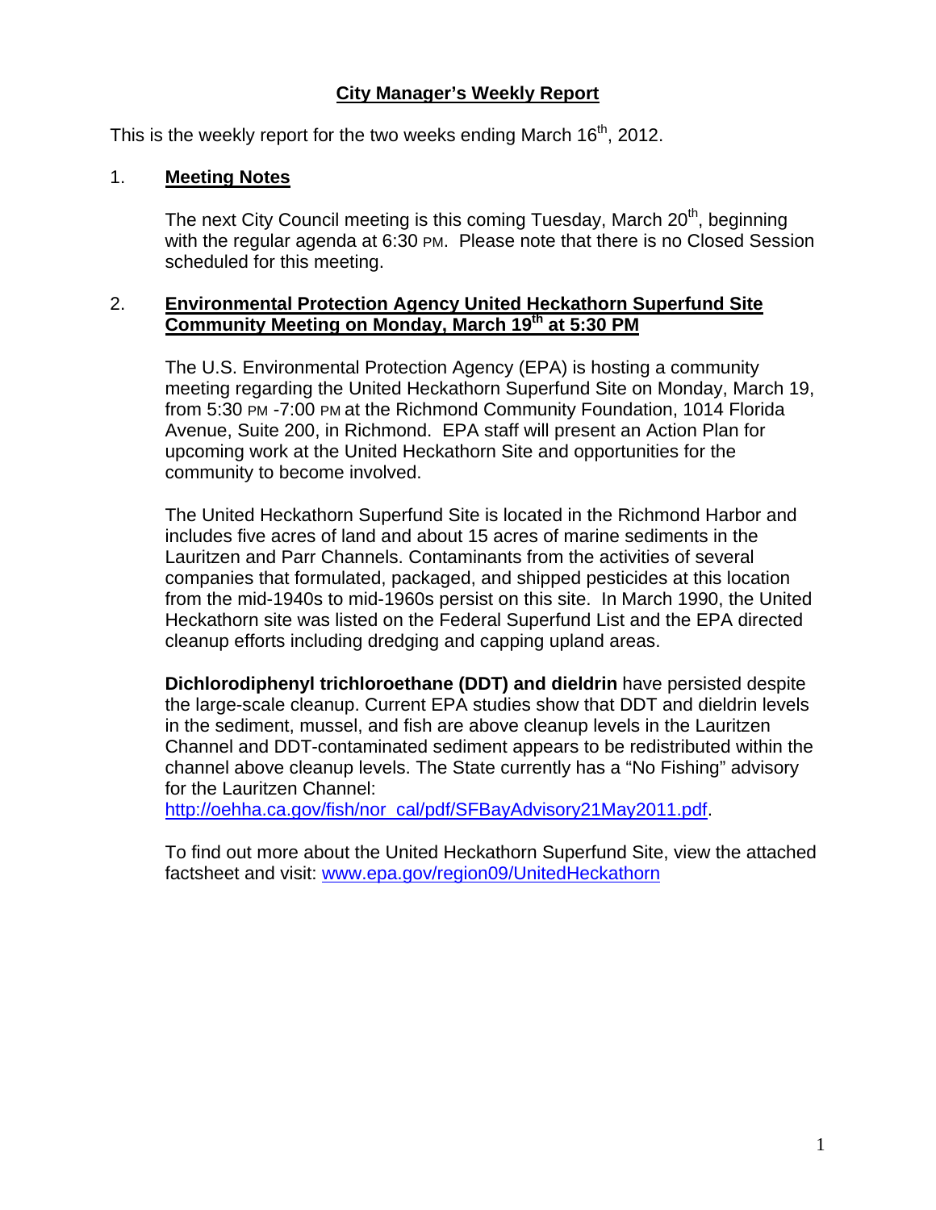# City Manager's Weekly Report

This is the weekly report for the two weeks ending March 16th, 2012.

## 1. Meeting Notes

The next City Council meeting is this coming Tuesday, March 20th, beginning with the regular agenda at 6:30 PM. Please note that there is no Closed Session scheduled for this meeting.

## 2. Environmental Protection Agency United Heckathorn Superfund Site Community Meeting on Monday, March 19th at 5:30 PM

The U.S. Environmental Protection Agency (EPA) is hosting a community meeting regarding the United Heckathorn Superfund Site on Monday, March 19, from 5:30 PM -7:00 PM at the Richmond Community Foundation, 1014 Florida Avenue, Suite 200, in Richmond. EPA staff will present an Action Plan for upcoming work at the United Heckathorn Site and opportunities for the community to become involved.

The United Heckathorn Superfund Site is located in the Richmond Harbor and includes five acres of land and about 15 acres of marine sediments in the Lauritzen and Parr Channels. Contaminants from the activities of several companies that formulated, packaged, and shipped pesticides at this location from the mid-1940s to mid-1960s persist on this site. In March 1990, the United Heckathorn site was listed on the Federal Superfund List and the EPA directed cleanup efforts including dredging and capping upland areas.

**Dichlorodiphenyl trichloroethane (DDT) and dieldrin** have persisted despite the large-scale cleanup. Current EPA studies show that DDT and dieldrin levels in the sediment, mussel, and fish are above cleanup levels in the Lauritzen Channel and DDT-contaminated sediment appears to be redistributed within the channel above cleanup levels. The State currently has a "No Fishing" advisory for the Lauritzen Channel: http://oehha.ca.gov/fish/nor_cal/pdf/SFBayAdvisory21May2011.pdf.

To find out more about the United Heckathorn Superfund Site, view the attached factsheet and visit: www.epa.gov/region09/UnitedHeckathorn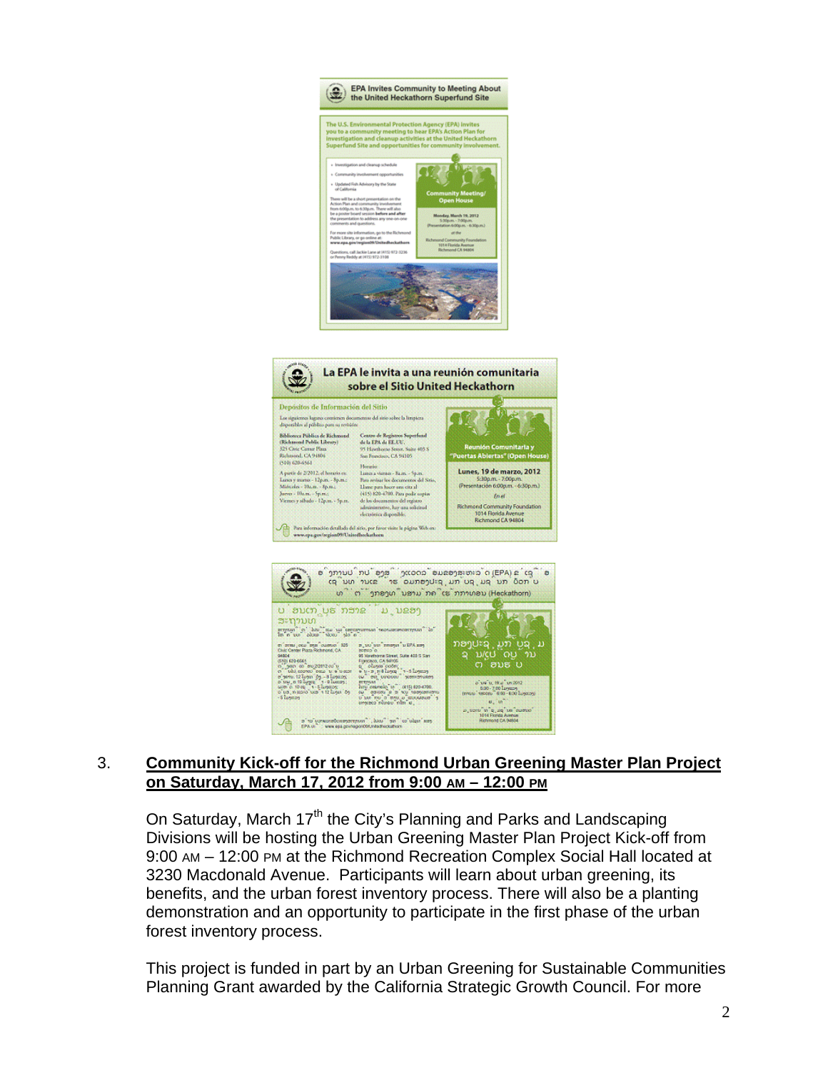**EPA Invites Community to Meeting About the United Heckathorn Superfund Site**

The U.S. Environmental Protection Agency (EPA) invites you to a community meeting to hear EPA's Action Plan for investigation and cleanup activities at the United Heckathorn Superfund Site and opportunities for community involvement.

- Investigation and cleanup schedule
- Community involvement opportunities
- Updated Fish Advisory by the State of California

There will be a short presentation on the Action Plan and community involvement from 6:00p.m. to 6:30p.m. There will also be a poster board session **before and after** the presentation to address any one-on-one comments and questions.

For more site information, go to the Richmond Public Library, or go online at: **www.epa.gov/region09/Unitedheckathorn**

Questions, call Jackie Lane at (415) 972-3236 or Penny Reddy at (415) 972-3108

**Community Meeting/ Open House**

**Monday, March 19, 2012**
5:30p.m. - 7:00p.m.
(Presentation 6:00p.m. - 6:30p.m.)

at the

Richmond Community Foundation
1014 Florida Avenue
Richmond CA 94804

**La EPA le invita a una reunión comunitaria sobre el Sitio United Heckathorn**

**Depósitos de Información del Sitio**

Los siguientes lugares contienen documentos del sitio sobre la limpieza disponibles al público para su revisión:

**Biblioteca Pública de Richmond (Richmond Public Library)**
325 Civic Center Plaza
Richmond, CA 94804
(510) 620-6561

A partir de 2/2012, el horario es:
Lunes y martes - 12p.m. - 8p.m.
Miércoles - 10a.m. - 8p.m.
Jueves - 10a.m. - 5p.m.
Viernes y sábado - 12p.m. - 5p.m.

**Centro de Registros Superfund de la EPA de EE.UU.**
95 Hawthorne Street, Suite 403 S
San Francisco, CA 94105

Horario:
Lunes a viernes - 8a.m. - 5p.m.
Para revisar los documentos del Sitio, Llame para hacer una cita al (415) 820-4700. Para pedir copias de los documentos del registro administrativo, hay una solicitud electrónica disponible.

Para información detallada del sitio, por favor visite la página Web en: www.epa.gov/region09/Unitedheckathorn

**Reunión Comunitaria y "Puertas Abiertas" (Open House)**

**Lunes, 19 de marzo, 2012**
5:30p.m. - 7:00p.m.
(Presentación 6:00p.m. - 6:30p.m.)

*En el*

Richmond Community Foundation
1014 Florida Avenue
Richmond CA 94804

3. **Community Kick-off for the Richmond Urban Greening Master Plan Project on Saturday, March 17, 2012 from 9:00 AM – 12:00 PM**

On Saturday, March 17th the City's Planning and Parks and Landscaping Divisions will be hosting the Urban Greening Master Plan Project Kick-off from 9:00 AM – 12:00 PM at the Richmond Recreation Complex Social Hall located at 3230 Macdonald Avenue. Participants will learn about urban greening, its benefits, and the urban forest inventory process. There will also be a planting demonstration and an opportunity to participate in the first phase of the urban forest inventory process.

This project is funded in part by an Urban Greening for Sustainable Communities Planning Grant awarded by the California Strategic Growth Council. For more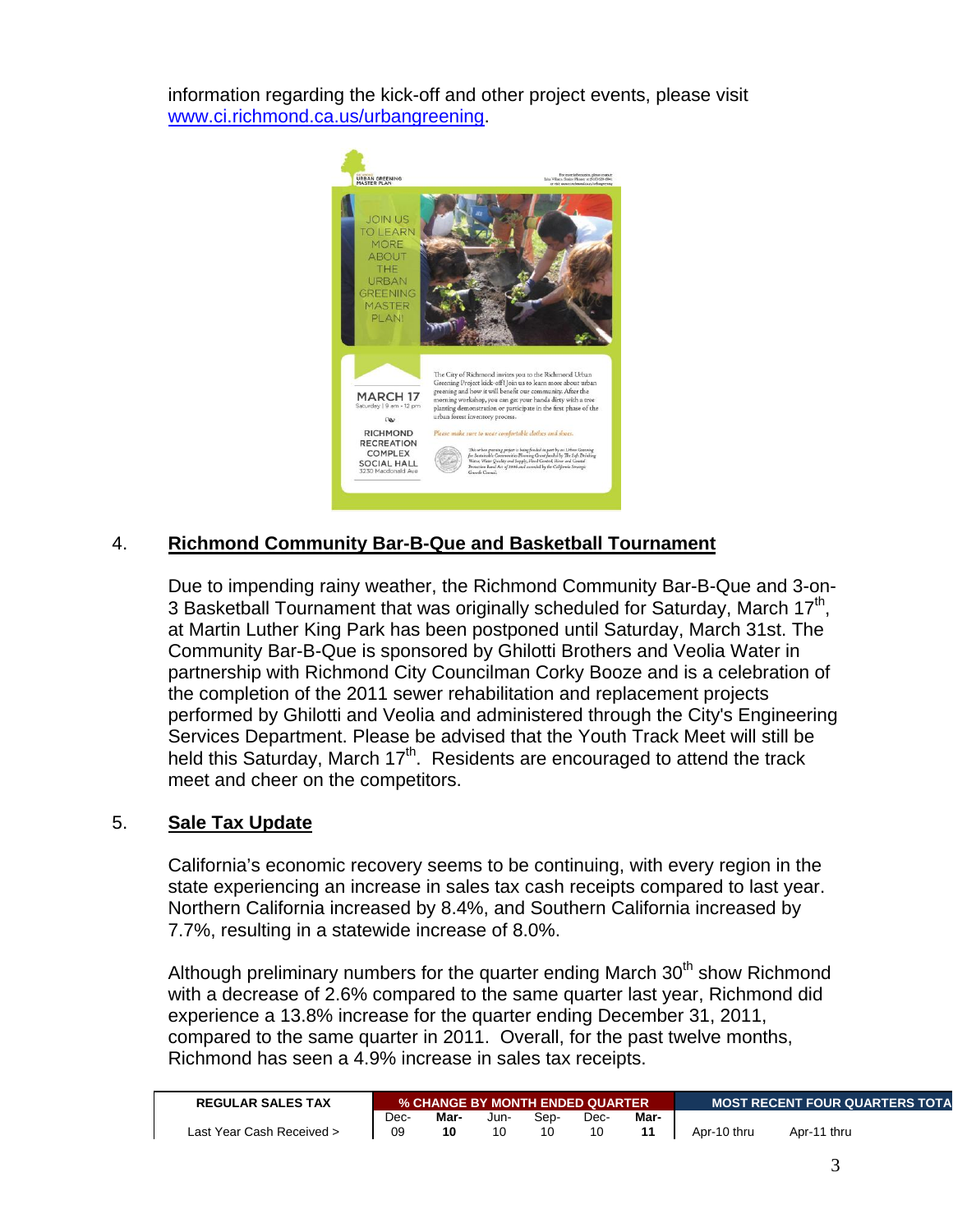information regarding the kick-off and other project events, please visit [www.ci.richmond.ca.us/urbangreening](http://www.ci.richmond.ca.us/urbangreening).

4. **Richmond Community Bar-B-Que and Basketball Tournament**

Due to impending rainy weather, the Richmond Community Bar-B-Que and 3-on-3 Basketball Tournament that was originally scheduled for Saturday, March 17th, at Martin Luther King Park has been postponed until Saturday, March 31st. The Community Bar-B-Que is sponsored by Ghilotti Brothers and Veolia Water in partnership with Richmond City Councilman Corky Booze and is a celebration of the completion of the 2011 sewer rehabilitation and replacement projects performed by Ghilotti and Veolia and administered through the City's Engineering Services Department. Please be advised that the Youth Track Meet will still be held this Saturday, March 17th. Residents are encouraged to attend the track meet and cheer on the competitors.

5. **Sale Tax Update**

California's economic recovery seems to be continuing, with every region in the state experiencing an increase in sales tax cash receipts compared to last year. Northern California increased by 8.4%, and Southern California increased by 7.7%, resulting in a statewide increase of 8.0%.

Although preliminary numbers for the quarter ending March 30th show Richmond with a decrease of 2.6% compared to the same quarter last year, Richmond did experience a 13.8% increase for the quarter ending December 31, 2011, compared to the same quarter in 2011. Overall, for the past twelve months, Richmond has seen a 4.9% increase in sales tax receipts.

| REGULAR SALES TAX | % CHANGE BY MONTH ENDED QUARTER | | | | | | MOST RECENT FOUR QUARTERS TOTA | |
|---|---|---|---|---|---|---|---|---|
| Last Year Cash Received > | Dec-09 | **Mar-10** | Jun-10 | Sep-10 | Dec-10 | **Mar-11** | Apr-10 thru | Apr-11 thru |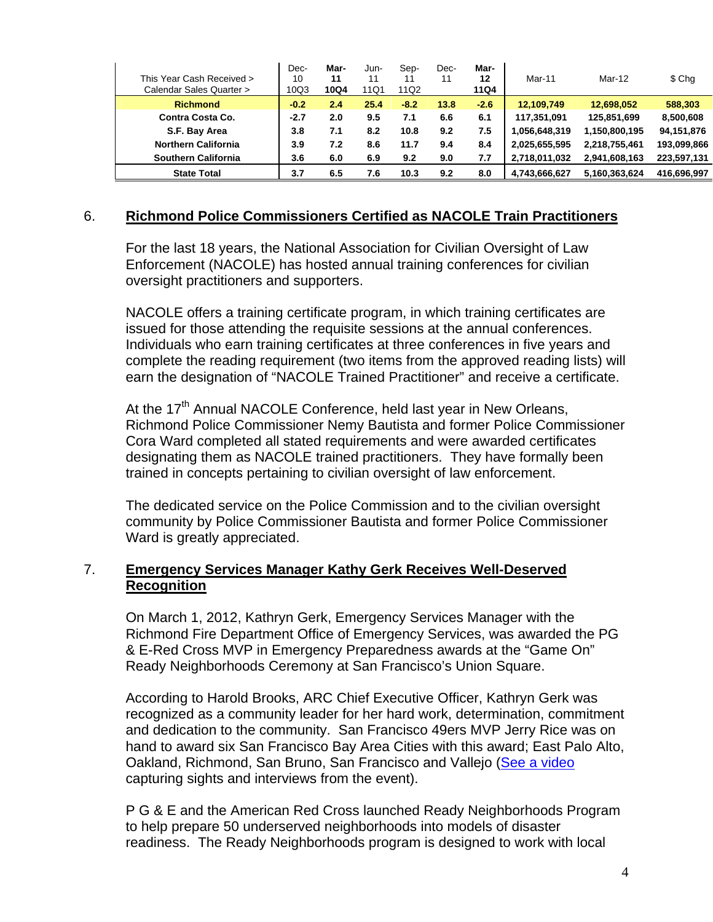| This Year Cash Received > Calendar Sales Quarter > | Dec-10 10Q3 | Mar-11 10Q4 | Jun-11 11Q1 | Sep-11 11Q2 | Dec-11 | Mar-12 11Q4 | Mar-11 | Mar-12 | $ Chg |
|---|---|---|---|---|---|---|---|---|---|
| **Richmond** | **-0.2** | **2.4** | **25.4** | **-8.2** | **13.8** | **-2.6** | **12,109,749** | **12,698,052** | **588,303** |
| **Contra Costa Co.** | **-2.7** | **2.0** | **9.5** | **7.1** | **6.6** | **6.1** | **117,351,091** | **125,851,699** | **8,500,608** |
| **S.F. Bay Area** | **3.8** | **7.1** | **8.2** | **10.8** | **9.2** | **7.5** | **1,056,648,319** | **1,150,800,195** | **94,151,876** |
| **Northern California** | **3.9** | **7.2** | **8.6** | **11.7** | **9.4** | **8.4** | **2,025,655,595** | **2,218,755,461** | **193,099,866** |
| **Southern California** | **3.6** | **6.0** | **6.9** | **9.2** | **9.0** | **7.7** | **2,718,011,032** | **2,941,608,163** | **223,597,131** |
| **State Total** | **3.7** | **6.5** | **7.6** | **10.3** | **9.2** | **8.0** | **4,743,666,627** | **5,160,363,624** | **416,696,997** |

## 6. Richmond Police Commissioners Certified as NACOLE Train Practitioners

For the last 18 years, the National Association for Civilian Oversight of Law Enforcement (NACOLE) has hosted annual training conferences for civilian oversight practitioners and supporters.

NACOLE offers a training certificate program, in which training certificates are issued for those attending the requisite sessions at the annual conferences. Individuals who earn training certificates at three conferences in five years and complete the reading requirement (two items from the approved reading lists) will earn the designation of "NACOLE Trained Practitioner" and receive a certificate.

At the 17th Annual NACOLE Conference, held last year in New Orleans, Richmond Police Commissioner Nemy Bautista and former Police Commissioner Cora Ward completed all stated requirements and were awarded certificates designating them as NACOLE trained practitioners. They have formally been trained in concepts pertaining to civilian oversight of law enforcement.

The dedicated service on the Police Commission and to the civilian oversight community by Police Commissioner Bautista and former Police Commissioner Ward is greatly appreciated.

## 7. Emergency Services Manager Kathy Gerk Receives Well-Deserved Recognition

On March 1, 2012, Kathryn Gerk, Emergency Services Manager with the Richmond Fire Department Office of Emergency Services, was awarded the PG & E-Red Cross MVP in Emergency Preparedness awards at the "Game On" Ready Neighborhoods Ceremony at San Francisco's Union Square.

According to Harold Brooks, ARC Chief Executive Officer, Kathryn Gerk was recognized as a community leader for her hard work, determination, commitment and dedication to the community. San Francisco 49ers MVP Jerry Rice was on hand to award six San Francisco Bay Area Cities with this award; East Palo Alto, Oakland, Richmond, San Bruno, San Francisco and Vallejo (See a video capturing sights and interviews from the event).

P G & E and the American Red Cross launched Ready Neighborhoods Program to help prepare 50 underserved neighborhoods into models of disaster readiness. The Ready Neighborhoods program is designed to work with local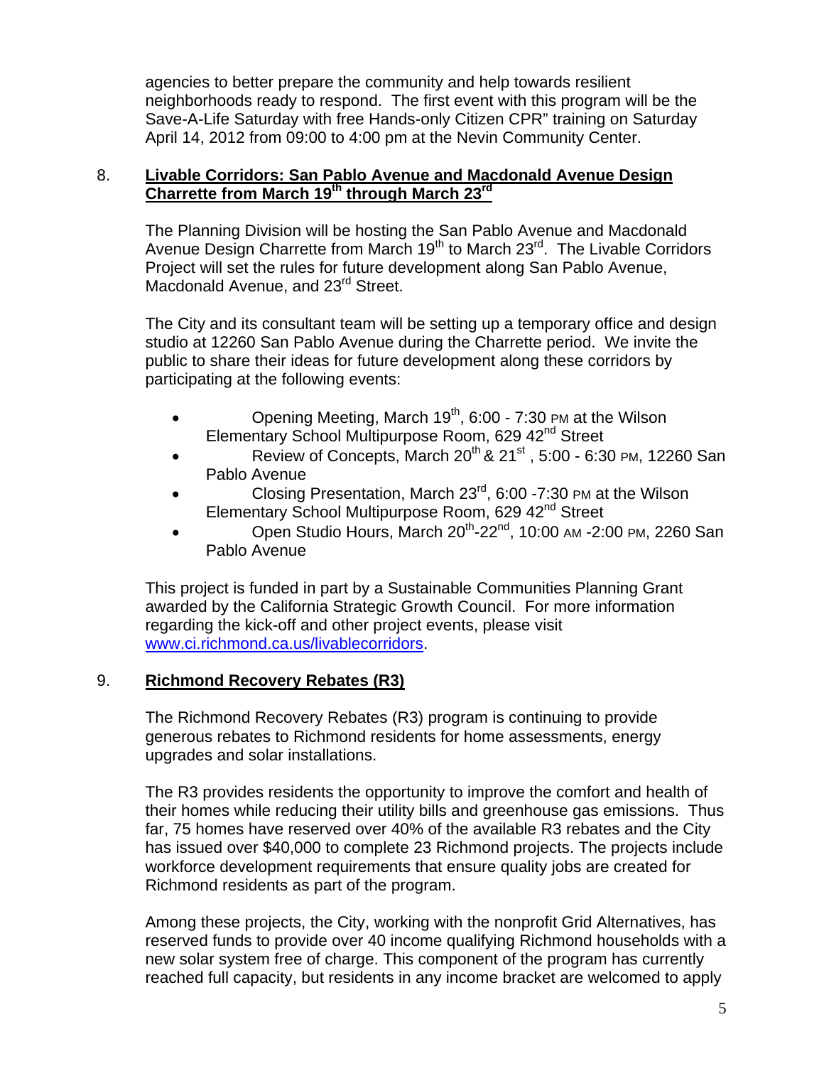agencies to better prepare the community and help towards resilient neighborhoods ready to respond. The first event with this program will be the Save-A-Life Saturday with free Hands-only Citizen CPR" training on Saturday April 14, 2012 from 09:00 to 4:00 pm at the Nevin Community Center.

8. **Livable Corridors: San Pablo Avenue and Macdonald Avenue Design Charrette from March 19th through March 23rd**

The Planning Division will be hosting the San Pablo Avenue and Macdonald Avenue Design Charrette from March 19th to March 23rd. The Livable Corridors Project will set the rules for future development along San Pablo Avenue, Macdonald Avenue, and 23rd Street.

The City and its consultant team will be setting up a temporary office and design studio at 12260 San Pablo Avenue during the Charrette period. We invite the public to share their ideas for future development along these corridors by participating at the following events:

- Opening Meeting, March 19th, 6:00 - 7:30 PM at the Wilson Elementary School Multipurpose Room, 629 42nd Street
- Review of Concepts, March 20th & 21st , 5:00 - 6:30 PM, 12260 San Pablo Avenue
- Closing Presentation, March 23rd, 6:00 -7:30 PM at the Wilson Elementary School Multipurpose Room, 629 42nd Street
- Open Studio Hours, March 20th-22nd, 10:00 AM -2:00 PM, 2260 San Pablo Avenue

This project is funded in part by a Sustainable Communities Planning Grant awarded by the California Strategic Growth Council. For more information regarding the kick-off and other project events, please visit www.ci.richmond.ca.us/livablecorridors.

9. **Richmond Recovery Rebates (R3)**

The Richmond Recovery Rebates (R3) program is continuing to provide generous rebates to Richmond residents for home assessments, energy upgrades and solar installations.

The R3 provides residents the opportunity to improve the comfort and health of their homes while reducing their utility bills and greenhouse gas emissions. Thus far, 75 homes have reserved over 40% of the available R3 rebates and the City has issued over $40,000 to complete 23 Richmond projects. The projects include workforce development requirements that ensure quality jobs are created for Richmond residents as part of the program.

Among these projects, the City, working with the nonprofit Grid Alternatives, has reserved funds to provide over 40 income qualifying Richmond households with a new solar system free of charge. This component of the program has currently reached full capacity, but residents in any income bracket are welcomed to apply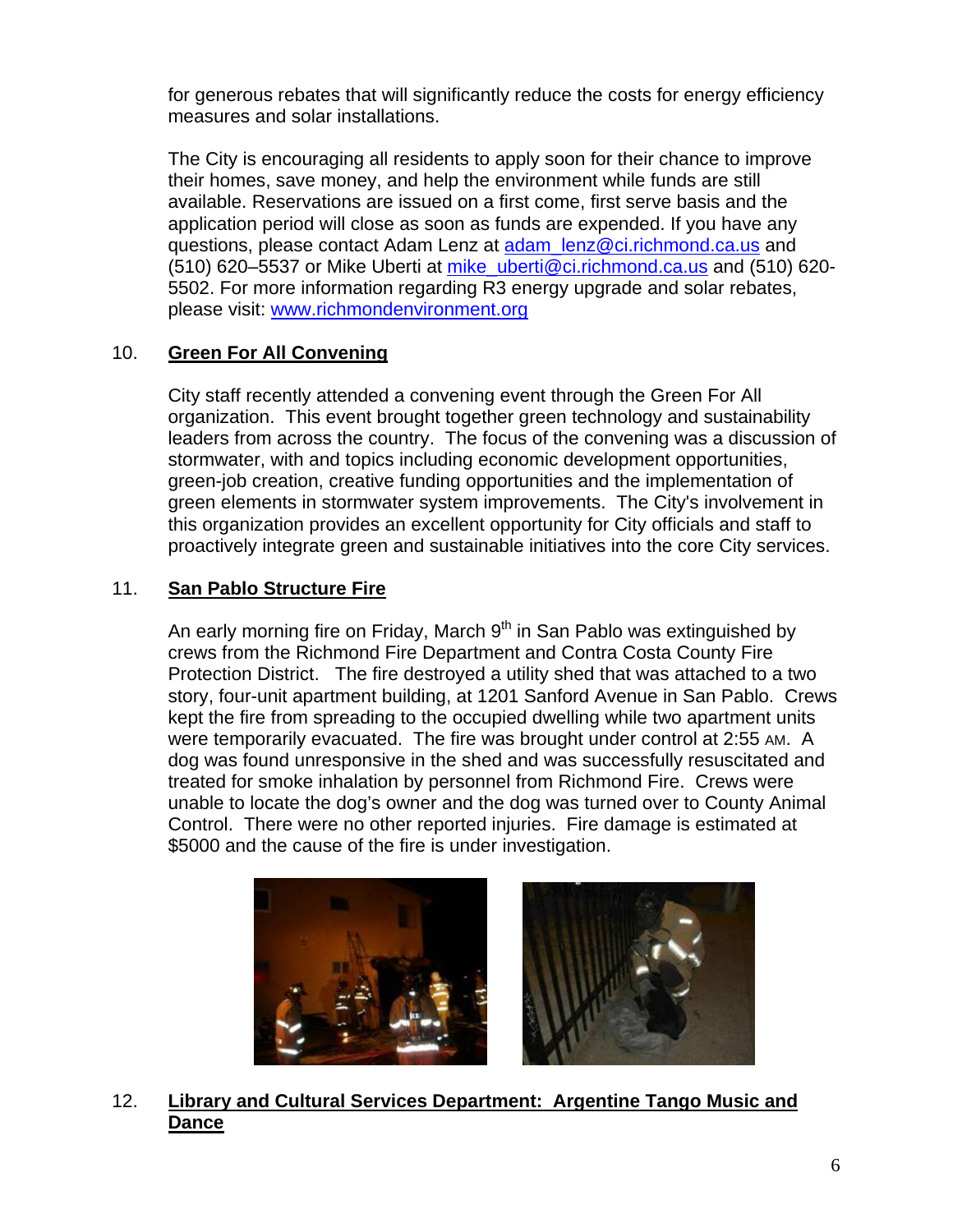for generous rebates that will significantly reduce the costs for energy efficiency measures and solar installations.

The City is encouraging all residents to apply soon for their chance to improve their homes, save money, and help the environment while funds are still available. Reservations are issued on a first come, first serve basis and the application period will close as soon as funds are expended. If you have any questions, please contact Adam Lenz at adam_lenz@ci.richmond.ca.us and (510) 620–5537 or Mike Uberti at mike_uberti@ci.richmond.ca.us and (510) 620-5502. For more information regarding R3 energy upgrade and solar rebates, please visit: www.richmondenvironment.org

10. **Green For All Convening**

City staff recently attended a convening event through the Green For All organization. This event brought together green technology and sustainability leaders from across the country. The focus of the convening was a discussion of stormwater, with and topics including economic development opportunities, green-job creation, creative funding opportunities and the implementation of green elements in stormwater system improvements. The City's involvement in this organization provides an excellent opportunity for City officials and staff to proactively integrate green and sustainable initiatives into the core City services.

11. **San Pablo Structure Fire**

An early morning fire on Friday, March 9th in San Pablo was extinguished by crews from the Richmond Fire Department and Contra Costa County Fire Protection District. The fire destroyed a utility shed that was attached to a two story, four-unit apartment building, at 1201 Sanford Avenue in San Pablo. Crews kept the fire from spreading to the occupied dwelling while two apartment units were temporarily evacuated. The fire was brought under control at 2:55 AM. A dog was found unresponsive in the shed and was successfully resuscitated and treated for smoke inhalation by personnel from Richmond Fire. Crews were unable to locate the dog's owner and the dog was turned over to County Animal Control. There were no other reported injuries. Fire damage is estimated at $5000 and the cause of the fire is under investigation.

12. **Library and Cultural Services Department: Argentine Tango Music and Dance**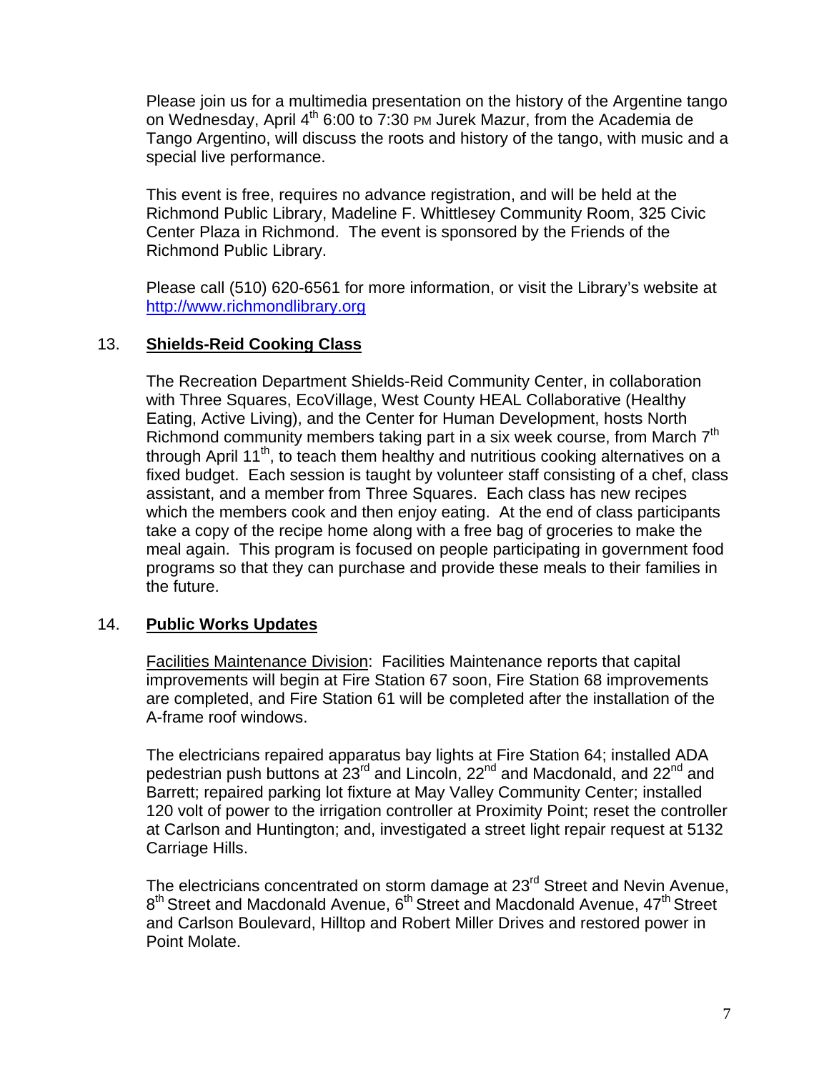Please join us for a multimedia presentation on the history of the Argentine tango on Wednesday, April 4th 6:00 to 7:30 PM Jurek Mazur, from the Academia de Tango Argentino, will discuss the roots and history of the tango, with music and a special live performance.

This event is free, requires no advance registration, and will be held at the Richmond Public Library, Madeline F. Whittlesey Community Room, 325 Civic Center Plaza in Richmond. The event is sponsored by the Friends of the Richmond Public Library.

Please call (510) 620-6561 for more information, or visit the Library's website at http://www.richmondlibrary.org

13. **Shields-Reid Cooking Class**

The Recreation Department Shields-Reid Community Center, in collaboration with Three Squares, EcoVillage, West County HEAL Collaborative (Healthy Eating, Active Living), and the Center for Human Development, hosts North Richmond community members taking part in a six week course, from March 7th through April 11th, to teach them healthy and nutritious cooking alternatives on a fixed budget. Each session is taught by volunteer staff consisting of a chef, class assistant, and a member from Three Squares. Each class has new recipes which the members cook and then enjoy eating. At the end of class participants take a copy of the recipe home along with a free bag of groceries to make the meal again. This program is focused on people participating in government food programs so that they can purchase and provide these meals to their families in the future.

14. **Public Works Updates**

Facilities Maintenance Division: Facilities Maintenance reports that capital improvements will begin at Fire Station 67 soon, Fire Station 68 improvements are completed, and Fire Station 61 will be completed after the installation of the A-frame roof windows.

The electricians repaired apparatus bay lights at Fire Station 64; installed ADA pedestrian push buttons at 23rd and Lincoln, 22nd and Macdonald, and 22nd and Barrett; repaired parking lot fixture at May Valley Community Center; installed 120 volt of power to the irrigation controller at Proximity Point; reset the controller at Carlson and Huntington; and, investigated a street light repair request at 5132 Carriage Hills.

The electricians concentrated on storm damage at 23rd Street and Nevin Avenue, 8th Street and Macdonald Avenue, 6th Street and Macdonald Avenue, 47th Street and Carlson Boulevard, Hilltop and Robert Miller Drives and restored power in Point Molate.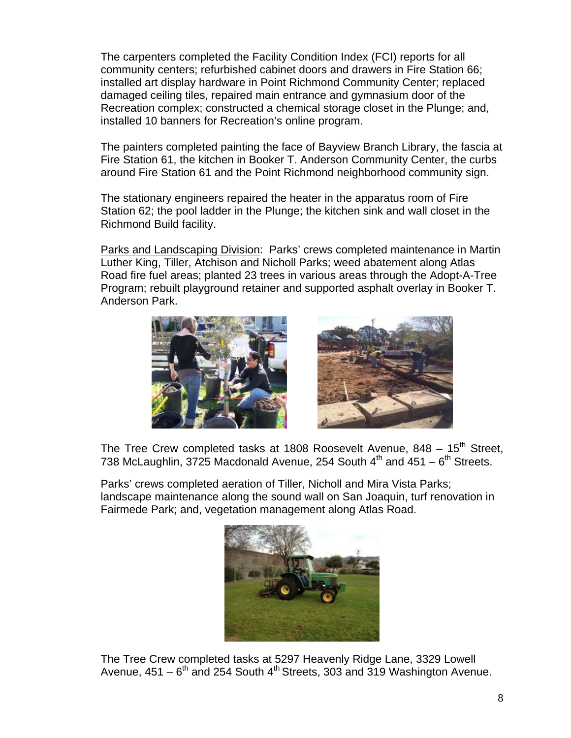The carpenters completed the Facility Condition Index (FCI) reports for all community centers; refurbished cabinet doors and drawers in Fire Station 66; installed art display hardware in Point Richmond Community Center; replaced damaged ceiling tiles, repaired main entrance and gymnasium door of the Recreation complex; constructed a chemical storage closet in the Plunge; and, installed 10 banners for Recreation's online program.

The painters completed painting the face of Bayview Branch Library, the fascia at Fire Station 61, the kitchen in Booker T. Anderson Community Center, the curbs around Fire Station 61 and the Point Richmond neighborhood community sign.

The stationary engineers repaired the heater in the apparatus room of Fire Station 62; the pool ladder in the Plunge; the kitchen sink and wall closet in the Richmond Build facility.

Parks and Landscaping Division: Parks' crews completed maintenance in Martin Luther King, Tiller, Atchison and Nicholl Parks; weed abatement along Atlas Road fire fuel areas; planted 23 trees in various areas through the Adopt-A-Tree Program; rebuilt playground retainer and supported asphalt overlay in Booker T. Anderson Park.

The Tree Crew completed tasks at 1808 Roosevelt Avenue, 848 – 15th Street, 738 McLaughlin, 3725 Macdonald Avenue, 254 South 4th and 451 – 6th Streets.

Parks' crews completed aeration of Tiller, Nicholl and Mira Vista Parks; landscape maintenance along the sound wall on San Joaquin, turf renovation in Fairmede Park; and, vegetation management along Atlas Road.

The Tree Crew completed tasks at 5297 Heavenly Ridge Lane, 3329 Lowell Avenue, 451 – 6th and 254 South 4th Streets, 303 and 319 Washington Avenue.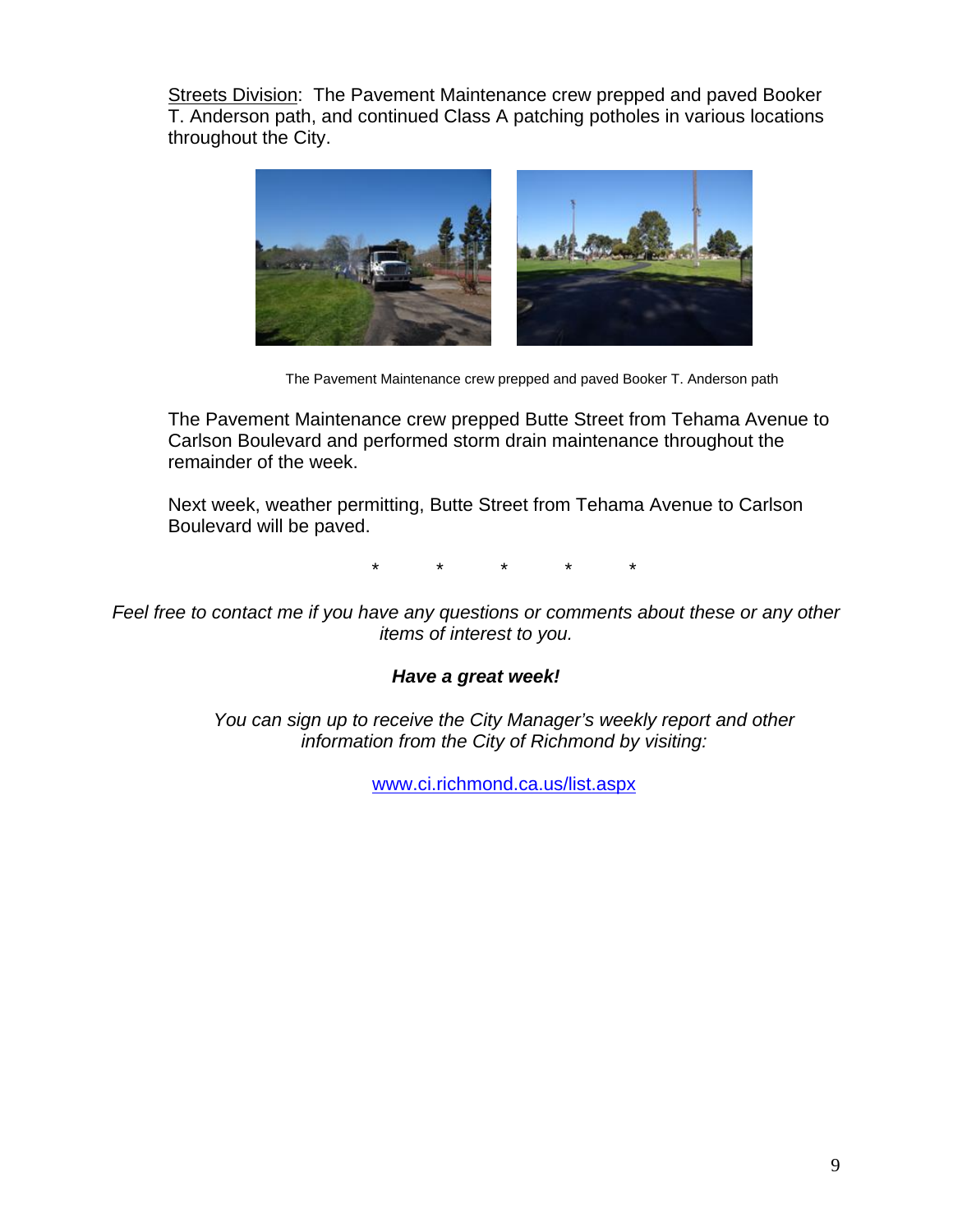Streets Division: The Pavement Maintenance crew prepped and paved Booker T. Anderson path, and continued Class A patching potholes in various locations throughout the City.

The Pavement Maintenance crew prepped and paved Booker T. Anderson path

The Pavement Maintenance crew prepped Butte Street from Tehama Avenue to Carlson Boulevard and performed storm drain maintenance throughout the remainder of the week.

Next week, weather permitting, Butte Street from Tehama Avenue to Carlson Boulevard will be paved.

\* \* \* \* \*

*Feel free to contact me if you have any questions or comments about these or any other items of interest to you.*

***Have a great week!***

*You can sign up to receive the City Manager's weekly report and other information from the City of Richmond by visiting:*

[www.ci.richmond.ca.us/list.aspx](http://www.ci.richmond.ca.us/list.aspx)